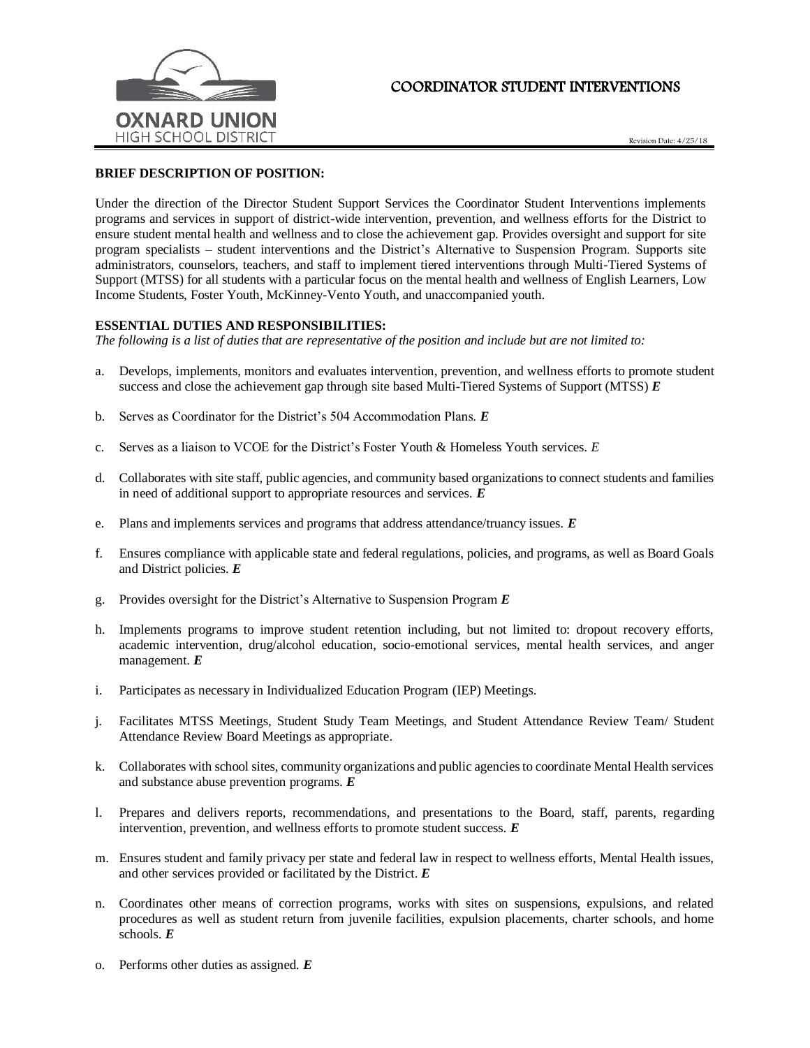# COORDINATOR STUDENT INTERVENTIONS

Revision Date: 4/25/18

**BRIEF DESCRIPTION OF POSITION:**

Under the direction of the Director Student Support Services the Coordinator Student Interventions implements programs and services in support of district-wide intervention, prevention, and wellness efforts for the District to ensure student mental health and wellness and to close the achievement gap. Provides oversight and support for site program specialists – student interventions and the District's Alternative to Suspension Program. Supports site administrators, counselors, teachers, and staff to implement tiered interventions through Multi-Tiered Systems of Support (MTSS) for all students with a particular focus on the mental health and wellness of English Learners, Low Income Students, Foster Youth, McKinney-Vento Youth, and unaccompanied youth.

**ESSENTIAL DUTIES AND RESPONSIBILITIES:**

*The following is a list of duties that are representative of the position and include but are not limited to:*

a. Develops, implements, monitors and evaluates intervention, prevention, and wellness efforts to promote student success and close the achievement gap through site based Multi-Tiered Systems of Support (MTSS) ***E***

b. Serves as Coordinator for the District's 504 Accommodation Plans. ***E***

c. Serves as a liaison to VCOE for the District's Foster Youth & Homeless Youth services. *E*

d. Collaborates with site staff, public agencies, and community based organizations to connect students and families in need of additional support to appropriate resources and services. ***E***

e. Plans and implements services and programs that address attendance/truancy issues. ***E***

f. Ensures compliance with applicable state and federal regulations, policies, and programs, as well as Board Goals and District policies. ***E***

g. Provides oversight for the District's Alternative to Suspension Program ***E***

h. Implements programs to improve student retention including, but not limited to: dropout recovery efforts, academic intervention, drug/alcohol education, socio-emotional services, mental health services, and anger management. ***E***

i. Participates as necessary in Individualized Education Program (IEP) Meetings.

j. Facilitates MTSS Meetings, Student Study Team Meetings, and Student Attendance Review Team/ Student Attendance Review Board Meetings as appropriate.

k. Collaborates with school sites, community organizations and public agencies to coordinate Mental Health services and substance abuse prevention programs. ***E***

l. Prepares and delivers reports, recommendations, and presentations to the Board, staff, parents, regarding intervention, prevention, and wellness efforts to promote student success. ***E***

m. Ensures student and family privacy per state and federal law in respect to wellness efforts, Mental Health issues, and other services provided or facilitated by the District. ***E***

n. Coordinates other means of correction programs, works with sites on suspensions, expulsions, and related procedures as well as student return from juvenile facilities, expulsion placements, charter schools, and home schools. ***E***

o. Performs other duties as assigned. ***E***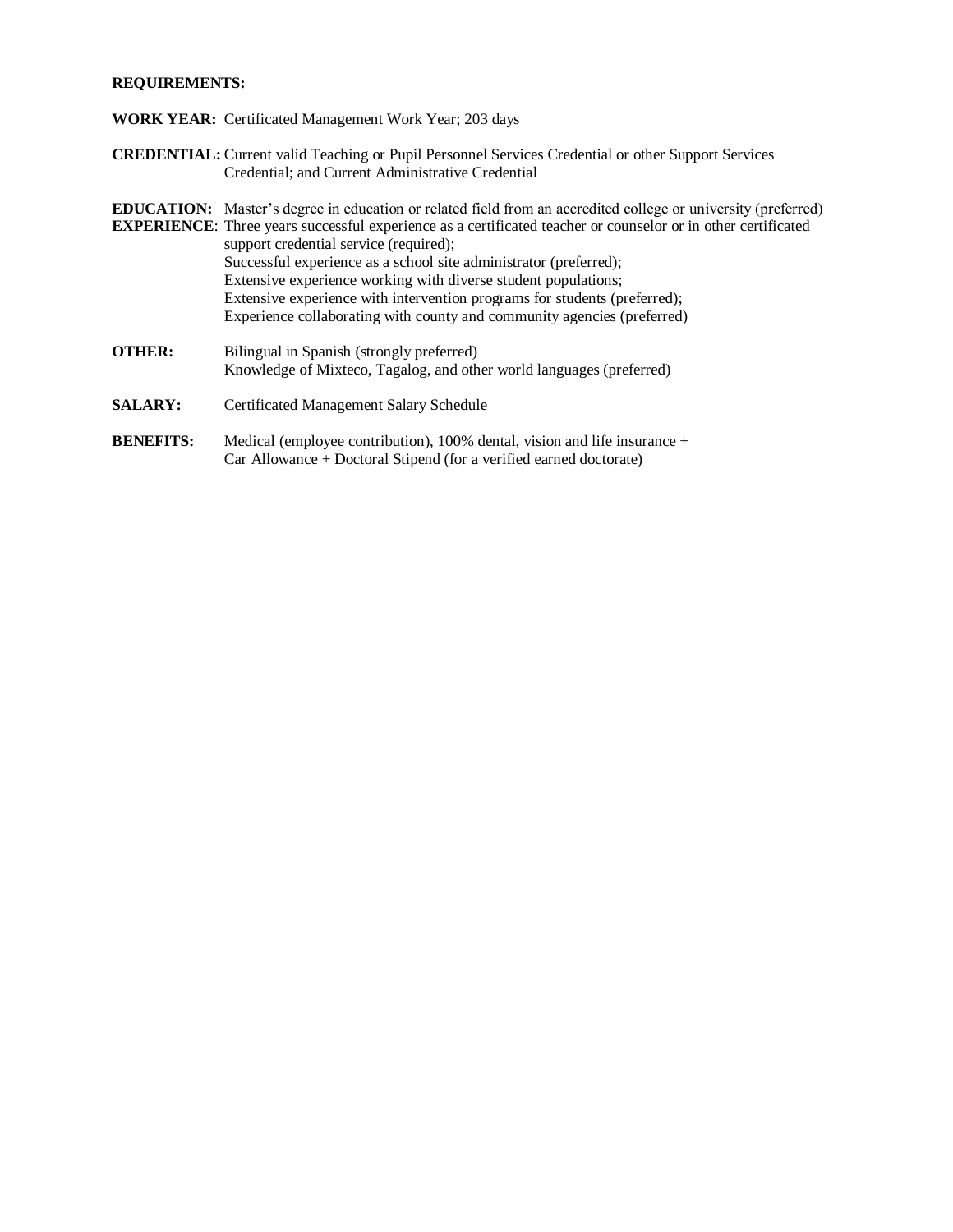**REQUIREMENTS:**

**WORK YEAR:** Certificated Management Work Year; 203 days

**CREDENTIAL:** Current valid Teaching or Pupil Personnel Services Credential or other Support Services Credential; and Current Administrative Credential

**EDUCATION:** Master's degree in education or related field from an accredited college or university (preferred)

**EXPERIENCE**: Three years successful experience as a certificated teacher or counselor or in other certificated support credential service (required);
Successful experience as a school site administrator (preferred);
Extensive experience working with diverse student populations;
Extensive experience with intervention programs for students (preferred);
Experience collaborating with county and community agencies (preferred)

**OTHER:** Bilingual in Spanish (strongly preferred)
Knowledge of Mixteco, Tagalog, and other world languages (preferred)

**SALARY:** Certificated Management Salary Schedule

**BENEFITS:** Medical (employee contribution), 100% dental, vision and life insurance +
Car Allowance + Doctoral Stipend (for a verified earned doctorate)